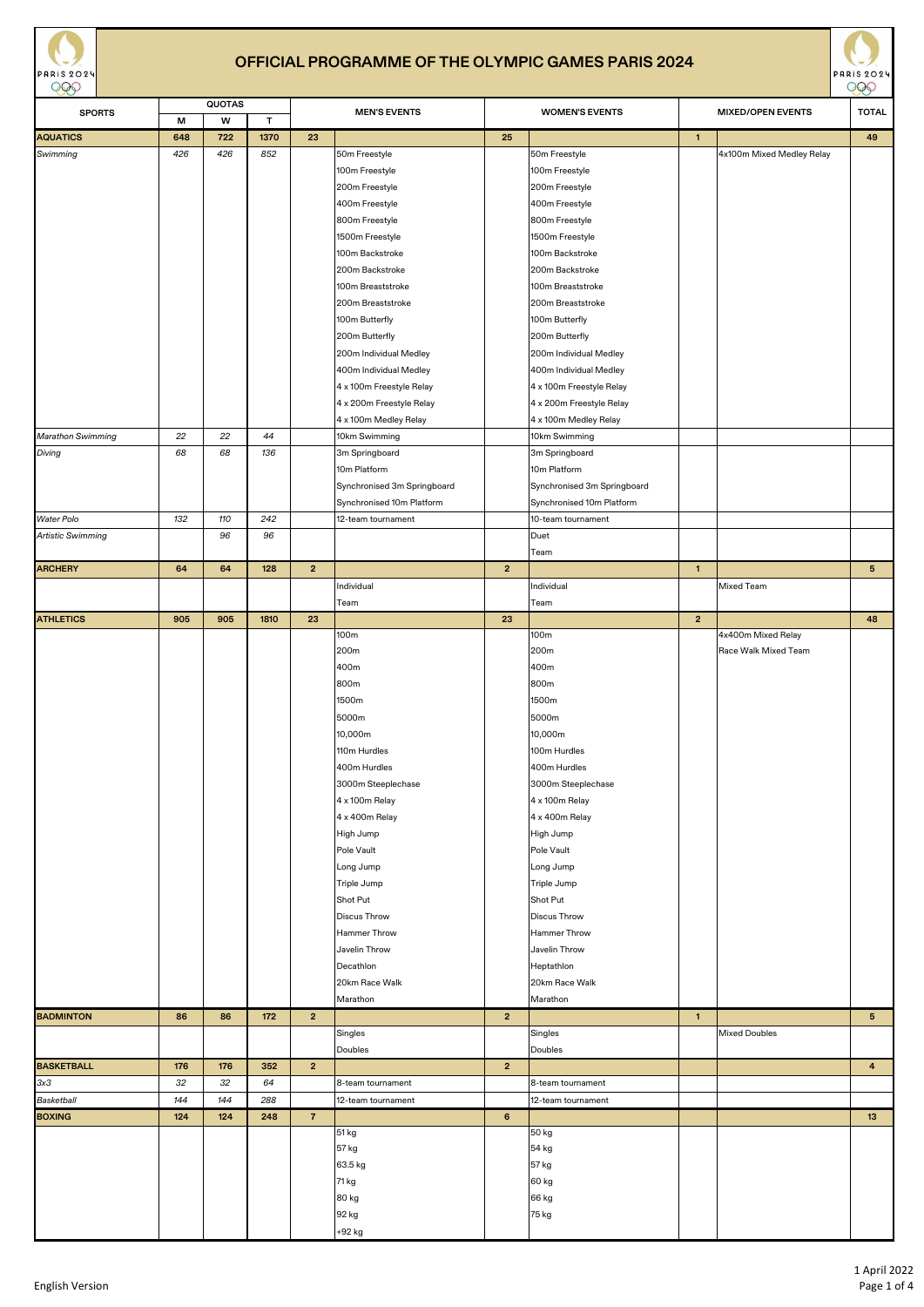# OFFICIAL PROGRAMME OF THE OLYMPIC GAMES PARIS 2024

| SPORTS | QUOTAS | | | MEN'S EVENTS | | WOMEN'S EVENTS | | MIXED/OPEN EVENTS | | TOTAL |
|---|---|---|---|---|---|---|---|---|---|---|
| | M | W | T | | | | | | | |
| **AQUATICS** | **648** | **722** | **1370** | **23** | | **25** | | **1** | | **49** |
| *Swimming* | *426* | *426* | *852* | | 50m Freestyle | | 50m Freestyle | | 4x100m Mixed Medley Relay | |
| | | | | | 100m Freestyle | | 100m Freestyle | | | |
| | | | | | 200m Freestyle | | 200m Freestyle | | | |
| | | | | | 400m Freestyle | | 400m Freestyle | | | |
| | | | | | 800m Freestyle | | 800m Freestyle | | | |
| | | | | | 1500m Freestyle | | 1500m Freestyle | | | |
| | | | | | 100m Backstroke | | 100m Backstroke | | | |
| | | | | | 200m Backstroke | | 200m Backstroke | | | |
| | | | | | 100m Breaststroke | | 100m Breaststroke | | | |
| | | | | | 200m Breaststroke | | 200m Breaststroke | | | |
| | | | | | 100m Butterfly | | 100m Butterfly | | | |
| | | | | | 200m Butterfly | | 200m Butterfly | | | |
| | | | | | 200m Individual Medley | | 200m Individual Medley | | | |
| | | | | | 400m Individual Medley | | 400m Individual Medley | | | |
| | | | | | 4 x 100m Freestyle Relay | | 4 x 100m Freestyle Relay | | | |
| | | | | | 4 x 200m Freestyle Relay | | 4 x 200m Freestyle Relay | | | |
| | | | | | 4 x 100m Medley Relay | | 4 x 100m Medley Relay | | | |
| *Marathon Swimming* | *22* | *22* | *44* | | 10km Swimming | | 10km Swimming | | | |
| *Diving* | *68* | *68* | *136* | | 3m Springboard | | 3m Springboard | | | |
| | | | | | 10m Platform | | 10m Platform | | | |
| | | | | | Synchronised 3m Springboard | | Synchronised 3m Springboard | | | |
| | | | | | Synchronised 10m Platform | | Synchronised 10m Platform | | | |
| *Water Polo* | *132* | *110* | *242* | | 12-team tournament | | 10-team tournament | | | |
| *Artistic Swimming* | | *96* | *96* | | | | Duet | | | |
| | | | | | | | Team | | | |
| **ARCHERY** | **64** | **64** | **128** | **2** | | **2** | | **1** | | **5** |
| | | | | | Individual | | Individual | | Mixed Team | |
| | | | | | Team | | Team | | | |
| **ATHLETICS** | **905** | **905** | **1810** | **23** | | **23** | | **2** | | **48** |
| | | | | | 100m | | 100m | | 4x400m Mixed Relay | |
| | | | | | 200m | | 200m | | Race Walk Mixed Team | |
| | | | | | 400m | | 400m | | | |
| | | | | | 800m | | 800m | | | |
| | | | | | 1500m | | 1500m | | | |
| | | | | | 5000m | | 5000m | | | |
| | | | | | 10,000m | | 10,000m | | | |
| | | | | | 110m Hurdles | | 100m Hurdles | | | |
| | | | | | 400m Hurdles | | 400m Hurdles | | | |
| | | | | | 3000m Steeplechase | | 3000m Steeplechase | | | |
| | | | | | 4 x 100m Relay | | 4 x 100m Relay | | | |
| | | | | | 4 x 400m Relay | | 4 x 400m Relay | | | |
| | | | | | High Jump | | High Jump | | | |
| | | | | | Pole Vault | | Pole Vault | | | |
| | | | | | Long Jump | | Long Jump | | | |
| | | | | | Triple Jump | | Triple Jump | | | |
| | | | | | Shot Put | | Shot Put | | | |
| | | | | | Discus Throw | | Discus Throw | | | |
| | | | | | Hammer Throw | | Hammer Throw | | | |
| | | | | | Javelin Throw | | Javelin Throw | | | |
| | | | | | Decathlon | | Heptathlon | | | |
| | | | | | 20km Race Walk | | 20km Race Walk | | | |
| | | | | | Marathon | | Marathon | | | |
| **BADMINTON** | **86** | **86** | **172** | **2** | | **2** | | **1** | | **5** |
| | | | | | Singles | | Singles | | Mixed Doubles | |
| | | | | | Doubles | | Doubles | | | |
| **BASKETBALL** | **176** | **176** | **352** | **2** | | **2** | | | | **4** |
| *3x3* | *32* | *32* | *64* | | 8-team tournament | | 8-team tournament | | | |
| *Basketball* | *144* | *144* | *288* | | 12-team tournament | | 12-team tournament | | | |
| **BOXING** | **124** | **124** | **248** | **7** | | **6** | | | | **13** |
| | | | | | 51 kg | | 50 kg | | | |
| | | | | | 57 kg | | 54 kg | | | |
| | | | | | 63.5 kg | | 57 kg | | | |
| | | | | | 71 kg | | 60 kg | | | |
| | | | | | 80 kg | | 66 kg | | | |
| | | | | | 92 kg | | 75 kg | | | |
| | | | | | +92 kg | | | | | |

English Version

1 April 2022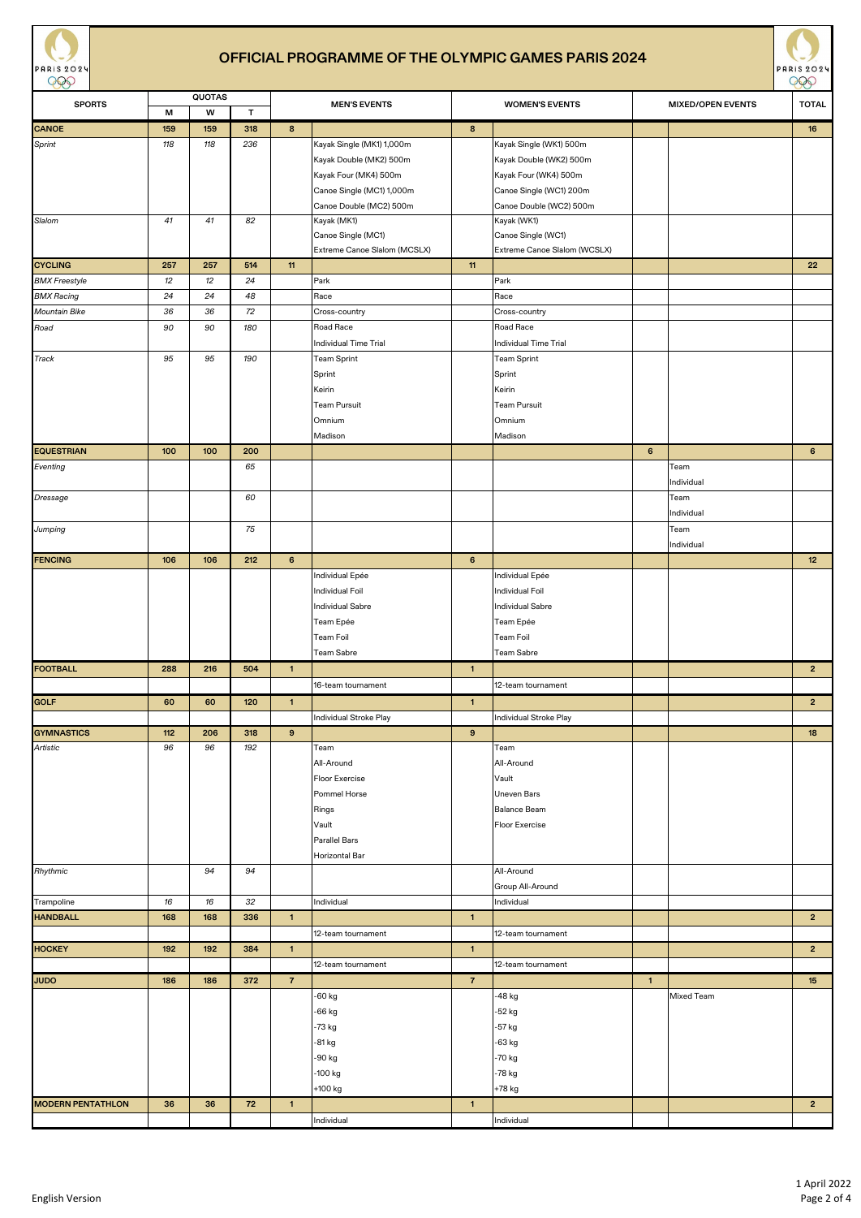# OFFICIAL PROGRAMME OF THE OLYMPIC GAMES PARIS 2024

| SPORTS | QUOTAS | | | MEN'S EVENTS | | WOMEN'S EVENTS | | MIXED/OPEN EVENTS | | TOTAL |
|---|---|---|---|---|---|---|---|---|---|---|
| | M | W | T | | | | | | | |
| **CANOE** | **159** | **159** | **318** | **8** | | **8** | | | | **16** |
| *Sprint* | *118* | *118* | *236* | | Kayak Single (MK1) 1,000m | | Kayak Single (WK1) 500m | | | |
| | | | | | Kayak Double (MK2) 500m | | Kayak Double (WK2) 500m | | | |
| | | | | | Kayak Four (MK4) 500m | | Kayak Four (WK4) 500m | | | |
| | | | | | Canoe Single (MC1) 1,000m | | Canoe Single (WC1) 200m | | | |
| | | | | | Canoe Double (MC2) 500m | | Canoe Double (WC2) 500m | | | |
| *Slalom* | *41* | *41* | *82* | | Kayak (MK1) | | Kayak (WK1) | | | |
| | | | | | Canoe Single (MC1) | | Canoe Single (WC1) | | | |
| | | | | | Extreme Canoe Slalom (MCSLX) | | Extreme Canoe Slalom (WCSLX) | | | |
| **CYCLING** | **257** | **257** | **514** | **11** | | **11** | | | | **22** |
| *BMX Freestyle* | *12* | *12* | *24* | | Park | | Park | | | |
| *BMX Racing* | *24* | *24* | *48* | | Race | | Race | | | |
| *Mountain Bike* | *36* | *36* | *72* | | Cross-country | | Cross-country | | | |
| *Road* | *90* | *90* | *180* | | Road Race | | Road Race | | | |
| | | | | | Individual Time Trial | | Individual Time Trial | | | |
| *Track* | *95* | *95* | *190* | | Team Sprint | | Team Sprint | | | |
| | | | | | Sprint | | Sprint | | | |
| | | | | | Keirin | | Keirin | | | |
| | | | | | Team Pursuit | | Team Pursuit | | | |
| | | | | | Omnium | | Omnium | | | |
| | | | | | Madison | | Madison | | | |
| **EQUESTRIAN** | **100** | **100** | **200** | | | | | **6** | | **6** |
| *Eventing* | | | *65* | | | | | | Team | |
| | | | | | | | | | Individual | |
| *Dressage* | | | *60* | | | | | | Team | |
| | | | | | | | | | Individual | |
| *Jumping* | | | *75* | | | | | | Team | |
| | | | | | | | | | Individual | |
| **FENCING** | **106** | **106** | **212** | **6** | | **6** | | | | **12** |
| | | | | | Individual Epée | | Individual Epée | | | |
| | | | | | Individual Foil | | Individual Foil | | | |
| | | | | | Individual Sabre | | Individual Sabre | | | |
| | | | | | Team Epée | | Team Epée | | | |
| | | | | | Team Foil | | Team Foil | | | |
| | | | | | Team Sabre | | Team Sabre | | | |
| **FOOTBALL** | **288** | **216** | **504** | **1** | | **1** | | | | **2** |
| | | | | | 16-team tournament | | 12-team tournament | | | |
| **GOLF** | **60** | **60** | **120** | **1** | | **1** | | | | **2** |
| | | | | | Individual Stroke Play | | Individual Stroke Play | | | |
| **GYMNASTICS** | **112** | **206** | **318** | **9** | | **9** | | | | **18** |
| *Artistic* | *96* | *96* | *192* | | Team | | Team | | | |
| | | | | | All-Around | | All-Around | | | |
| | | | | | Floor Exercise | | Vault | | | |
| | | | | | Pommel Horse | | Uneven Bars | | | |
| | | | | | Rings | | Balance Beam | | | |
| | | | | | Vault | | Floor Exercise | | | |
| | | | | | Parallel Bars | | | | | |
| | | | | | Horizontal Bar | | | | | |
| *Rhythmic* | | *94* | *94* | | | | All-Around | | | |
| | | | | | | | Group All-Around | | | |
| Trampoline | *16* | *16* | *32* | | Individual | | Individual | | | |
| **HANDBALL** | **168** | **168** | **336** | **1** | | **1** | | | | **2** |
| | | | | | 12-team tournament | | 12-team tournament | | | |
| **HOCKEY** | **192** | **192** | **384** | **1** | | **1** | | | | **2** |
| | | | | | 12-team tournament | | 12-team tournament | | | |
| **JUDO** | **186** | **186** | **372** | **7** | | **7** | | **1** | | **15** |
| | | | | | -60 kg | | -48 kg | | Mixed Team | |
| | | | | | -66 kg | | -52 kg | | | |
| | | | | | -73 kg | | -57 kg | | | |
| | | | | | -81 kg | | -63 kg | | | |
| | | | | | -90 kg | | -70 kg | | | |
| | | | | | -100 kg | | -78 kg | | | |
| | | | | | +100 kg | | +78 kg | | | |
| **MODERN PENTATHLON** | **36** | **36** | **72** | **1** | | **1** | | | | **2** |
| | | | | | Individual | | Individual | | | |

English Version

1 April 2022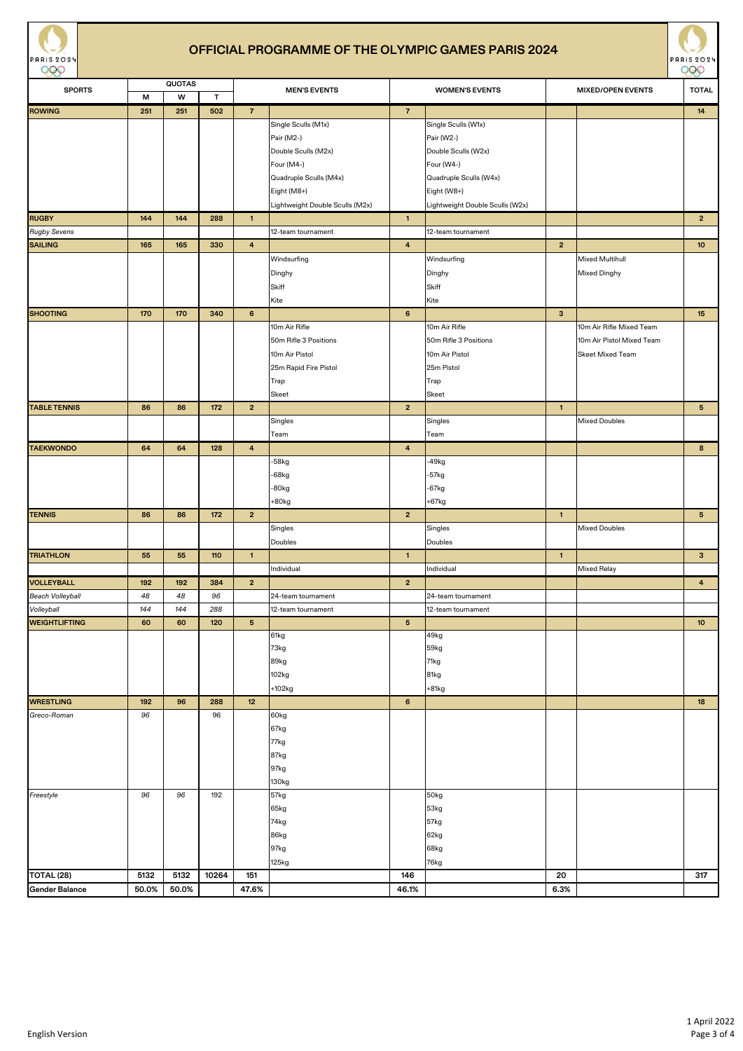# OFFICIAL PROGRAMME OF THE OLYMPIC GAMES PARIS 2024

| SPORTS | QUOTAS | | | MEN'S EVENTS | | WOMEN'S EVENTS | | MIXED/OPEN EVENTS | | TOTAL |
|---|---|---|---|---|---|---|---|---|---|---|
| | M | W | T | | | | | | | |
| **ROWING** | 251 | 251 | 502 | 7 | | 7 | | | | 14 |
| | | | | | Single Sculls (M1x) | | Single Sculls (W1x) | | | |
| | | | | | Pair (M2-) | | Pair (W2-) | | | |
| | | | | | Double Sculls (M2x) | | Double Sculls (W2x) | | | |
| | | | | | Four (M4-) | | Four (W4-) | | | |
| | | | | | Quadruple Sculls (M4x) | | Quadruple Sculls (W4x) | | | |
| | | | | | Eight (M8+) | | Eight (W8+) | | | |
| | | | | | Lightweight Double Sculls (M2x) | | Lightweight Double Sculls (W2x) | | | |
| **RUGBY** | 144 | 144 | 288 | 1 | | 1 | | | | 2 |
| *Rugby Sevens* | | | | | 12-team tournament | | 12-team tournament | | | |
| **SAILING** | 165 | 165 | 330 | 4 | | 4 | | 2 | | 10 |
| | | | | | Windsurfing | | Windsurfing | | Mixed Multihull | |
| | | | | | Dinghy | | Dinghy | | Mixed Dinghy | |
| | | | | | Skiff | | Skiff | | | |
| | | | | | Kite | | Kite | | | |
| **SHOOTING** | 170 | 170 | 340 | 6 | | 6 | | 3 | | 15 |
| | | | | | 10m Air Rifle | | 10m Air Rifle | | 10m Air Rifle Mixed Team | |
| | | | | | 50m Rifle 3 Positions | | 50m Rifle 3 Positions | | 10m Air Pistol Mixed Team | |
| | | | | | 10m Air Pistol | | 10m Air Pistol | | Skeet Mixed Team | |
| | | | | | 25m Rapid Fire Pistol | | 25m Pistol | | | |
| | | | | | Trap | | Trap | | | |
| | | | | | Skeet | | Skeet | | | |
| **TABLE TENNIS** | 86 | 86 | 172 | 2 | | 2 | | 1 | | 5 |
| | | | | | Singles | | Singles | | Mixed Doubles | |
| | | | | | Team | | Team | | | |
| **TAEKWONDO** | 64 | 64 | 128 | 4 | | 4 | | | | 8 |
| | | | | | -58kg | | -49kg | | | |
| | | | | | -68kg | | -57kg | | | |
| | | | | | -80kg | | -67kg | | | |
| | | | | | +80kg | | +67kg | | | |
| **TENNIS** | 86 | 86 | 172 | 2 | | 2 | | 1 | | 5 |
| | | | | | Singles | | Singles | | Mixed Doubles | |
| | | | | | Doubles | | Doubles | | | |
| **TRIATHLON** | 55 | 55 | 110 | 1 | | 1 | | 1 | | 3 |
| | | | | | Individual | | Individual | | Mixed Relay | |
| **VOLLEYBALL** | 192 | 192 | 384 | 2 | | 2 | | | | 4 |
| *Beach Volleyball* | *48* | *48* | *96* | | 24-team tournament | | 24-team tournament | | | |
| *Volleyball* | *144* | *144* | *288* | | 12-team tournament | | 12-team tournament | | | |
| **WEIGHTLIFTING** | 60 | 60 | 120 | 5 | | 5 | | | | 10 |
| | | | | | 61kg | | 49kg | | | |
| | | | | | 73kg | | 59kg | | | |
| | | | | | 89kg | | 71kg | | | |
| | | | | | 102kg | | 81kg | | | |
| | | | | | +102kg | | +81kg | | | |
| **WRESTLING** | 192 | 96 | 288 | 12 | | 6 | | | | 18 |
| *Greco-Roman* | *96* | | 96 | | 60kg | | | | | |
| | | | | | 67kg | | | | | |
| | | | | | 77kg | | | | | |
| | | | | | 87kg | | | | | |
| | | | | | 97kg | | | | | |
| | | | | | 130kg | | | | | |
| *Freestyle* | *96* | *96* | 192 | | 57kg | | 50kg | | | |
| | | | | | 65kg | | 53kg | | | |
| | | | | | 74kg | | 57kg | | | |
| | | | | | 86kg | | 62kg | | | |
| | | | | | 97kg | | 68kg | | | |
| | | | | | 125kg | | 76kg | | | |
| **TOTAL (28)** | 5132 | 5132 | 10264 | 151 | | 146 | | 20 | | 317 |
| **Gender Balance** | 50.0% | 50.0% | | 47.6% | | 46.1% | | 6.3% | | |

English Version

1 April 2022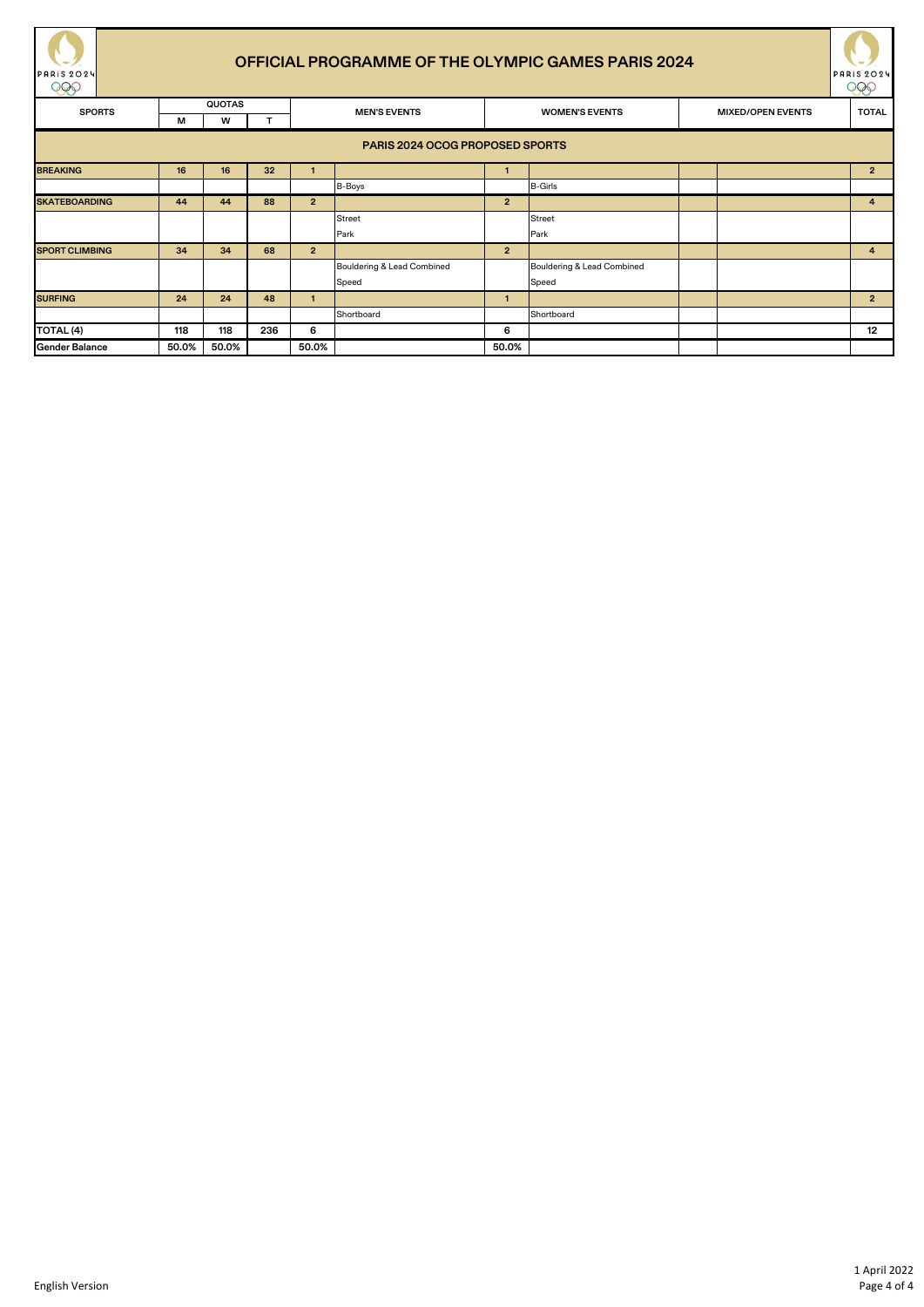# OFFICIAL PROGRAMME OF THE OLYMPIC GAMES PARIS 2024

| SPORTS | QUOTAS | | | MEN'S EVENTS | | WOMEN'S EVENTS | | MIXED/OPEN EVENTS | | TOTAL |
|---|---|---|---|---|---|---|---|---|---|---|
| | M | W | T | | | | | | | |
| **PARIS 2024 OCOG PROPOSED SPORTS** | | | | | | | | | | |
| **BREAKING** | 16 | 16 | 32 | 1 | | 1 | | | | 2 |
| | | | | | B-Boys | | B-Girls | | | |
| **SKATEBOARDING** | 44 | 44 | 88 | 2 | | 2 | | | | 4 |
| | | | | | Street | | Street | | | |
| | | | | | Park | | Park | | | |
| **SPORT CLIMBING** | 34 | 34 | 68 | 2 | | 2 | | | | 4 |
| | | | | | Bouldering & Lead Combined | | Bouldering & Lead Combined | | | |
| | | | | | Speed | | Speed | | | |
| **SURFING** | 24 | 24 | 48 | 1 | | 1 | | | | 2 |
| | | | | | Shortboard | | Shortboard | | | |
| **TOTAL (4)** | 118 | 118 | 236 | 6 | | 6 | | | | 12 |
| **Gender Balance** | 50.0% | 50.0% | | 50.0% | | 50.0% | | | | |

1 April 2022

English Version